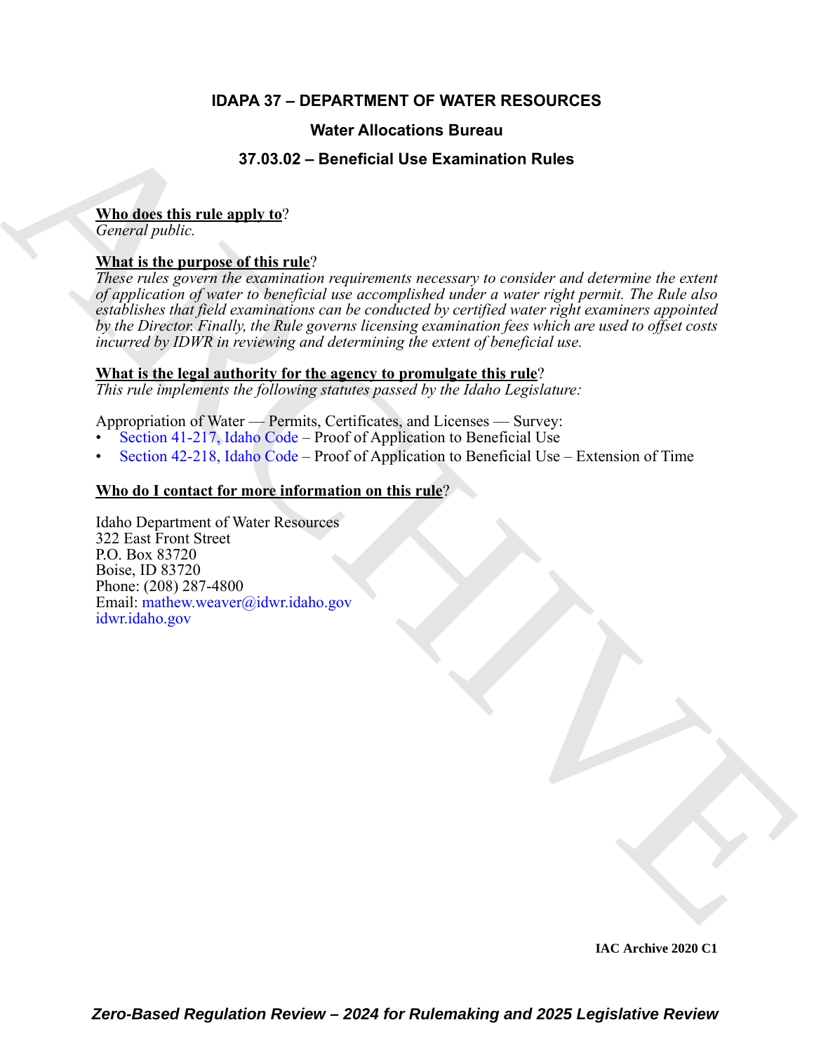# IDAPA 37 – DEPARTMENT OF WATER RESOURCES

## Water Allocations Bureau

## 37.03.02 – Beneficial Use Examination Rules

**Who does this rule apply to**?

*General public.*

**What is the purpose of this rule**?

*These rules govern the examination requirements necessary to consider and determine the extent of application of water to beneficial use accomplished under a water right permit. The Rule also establishes that field examinations can be conducted by certified water right examiners appointed by the Director. Finally, the Rule governs licensing examination fees which are used to offset costs incurred by IDWR in reviewing and determining the extent of beneficial use.*

**What is the legal authority for the agency to promulgate this rule**?

*This rule implements the following statutes passed by the Idaho Legislature:*

Appropriation of Water — Permits, Certificates, and Licenses — Survey:

- Section 41-217, Idaho Code – Proof of Application to Beneficial Use
- Section 42-218, Idaho Code – Proof of Application to Beneficial Use – Extension of Time

**Who do I contact for more information on this rule**?

Idaho Department of Water Resources
322 East Front Street
P.O. Box 83720
Boise, ID 83720
Phone: (208) 287-4800
Email: mathew.weaver@idwr.idaho.gov
idwr.idaho.gov

IAC Archive 2020 C1

*Zero-Based Regulation Review – 2024 for Rulemaking and 2025 Legislative Review*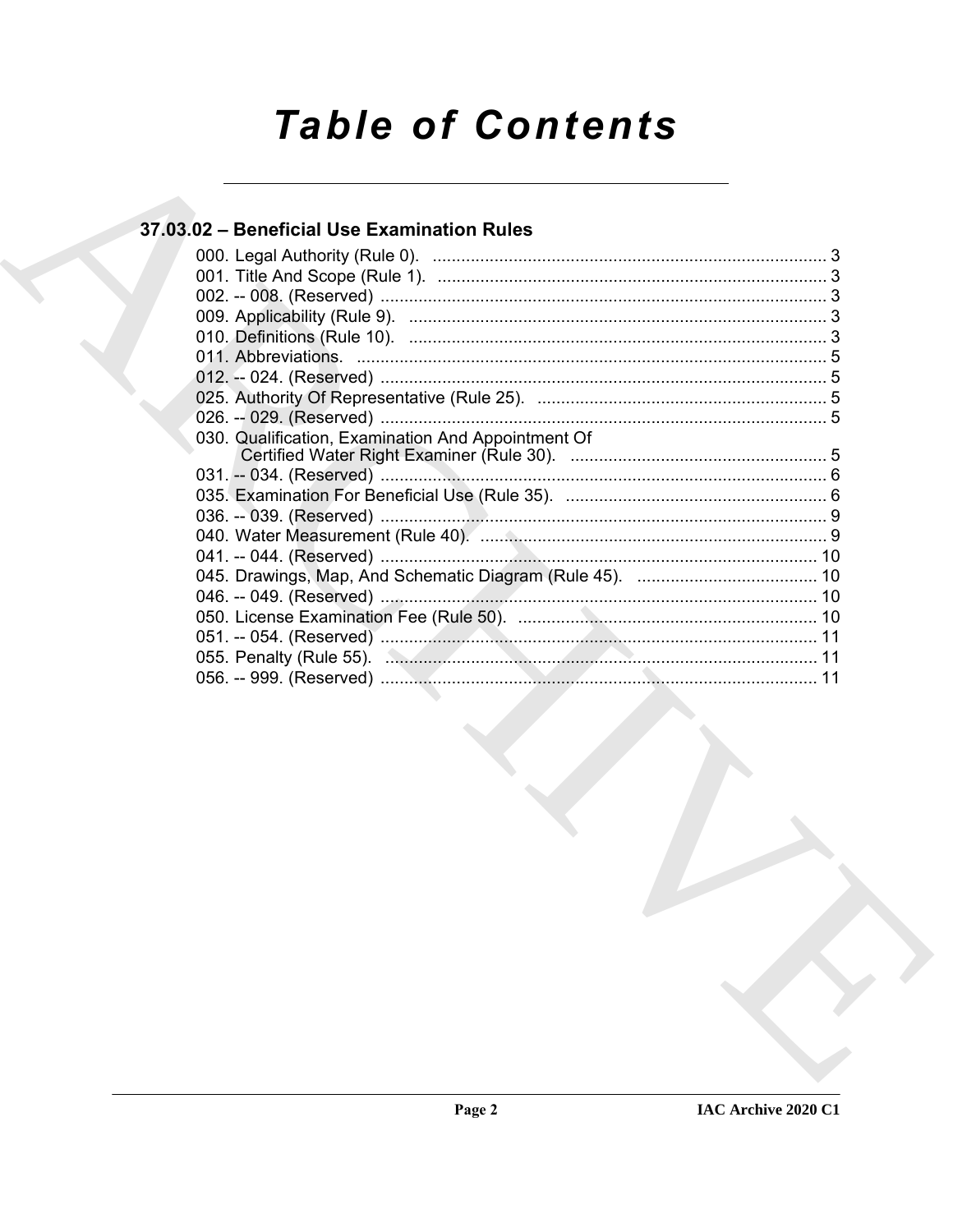# Table of Contents

## 37.03.02 – Beneficial Use Examination Rules

000. Legal Authority (Rule 0). .................................................................................. 3
001. Title And Scope (Rule 1). .................................................................................. 3
002. -- 008. (Reserved) .............................................................................................. 3
009. Applicability (Rule 9). ........................................................................................ 3
010. Definitions (Rule 10). ........................................................................................ 3
011. Abbreviations. .................................................................................................. 5
012. -- 024. (Reserved) .............................................................................................. 5
025. Authority Of Representative (Rule 25). ............................................................ 5
026. -- 029. (Reserved) .............................................................................................. 5
030. Qualification, Examination And Appointment Of
 Certified Water Right Examiner (Rule 30). ...................................................... 5
031. -- 034. (Reserved) .............................................................................................. 6
035. Examination For Beneficial Use (Rule 35). ....................................................... 6
036. -- 039. (Reserved) .............................................................................................. 9
040. Water Measurement (Rule 40). ......................................................................... 9
041. -- 044. (Reserved) ............................................................................................ 10
045. Drawings, Map, And Schematic Diagram (Rule 45). ...................................... 10
046. -- 049. (Reserved) ............................................................................................ 10
050. License Examination Fee (Rule 50). ............................................................... 10
051. -- 054. (Reserved) ............................................................................................ 11
055. Penalty (Rule 55). ........................................................................................... 11
056. -- 999. (Reserved) ............................................................................................ 11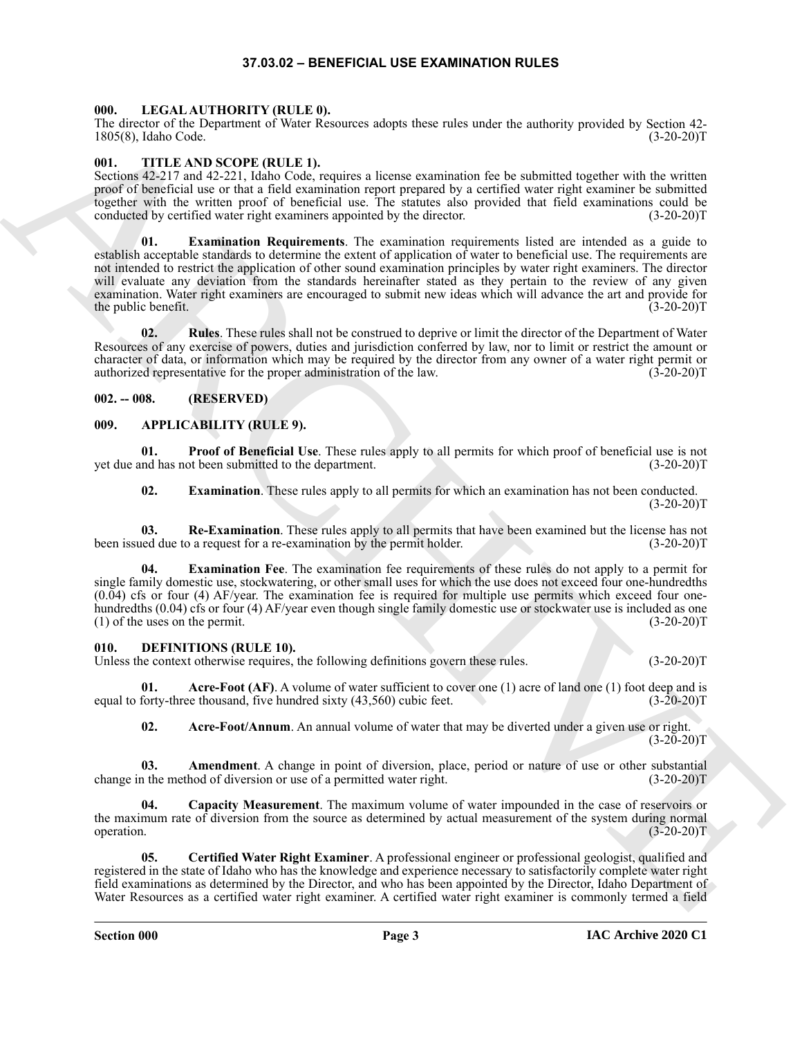# 37.03.02 – BENEFICIAL USE EXAMINATION RULES

## 000. LEGAL AUTHORITY (RULE 0).

The director of the Department of Water Resources adopts these rules under the authority provided by Section 42-1805(8), Idaho Code. (3-20-20)T

## 001. TITLE AND SCOPE (RULE 1).

Sections 42-217 and 42-221, Idaho Code, requires a license examination fee be submitted together with the written proof of beneficial use or that a field examination report prepared by a certified water right examiner be submitted together with the written proof of beneficial use. The statutes also provided that field examinations could be conducted by certified water right examiners appointed by the director. (3-20-20)T

**01. Examination Requirements**. The examination requirements listed are intended as a guide to establish acceptable standards to determine the extent of application of water to beneficial use. The requirements are not intended to restrict the application of other sound examination principles by water right examiners. The director will evaluate any deviation from the standards hereinafter stated as they pertain to the review of any given examination. Water right examiners are encouraged to submit new ideas which will advance the art and provide for the public benefit. (3-20-20)T

**02. Rules**. These rules shall not be construed to deprive or limit the director of the Department of Water Resources of any exercise of powers, duties and jurisdiction conferred by law, nor to limit or restrict the amount or character of data, or information which may be required by the director from any owner of a water right permit or authorized representative for the proper administration of the law. (3-20-20)T

## 002. -- 008. (RESERVED)

## 009. APPLICABILITY (RULE 9).

**01. Proof of Beneficial Use**. These rules apply to all permits for which proof of beneficial use is not yet due and has not been submitted to the department. (3-20-20)T

**02. Examination**. These rules apply to all permits for which an examination has not been conducted. (3-20-20)T

**03. Re-Examination**. These rules apply to all permits that have been examined but the license has not been issued due to a request for a re-examination by the permit holder. (3-20-20)T

**04. Examination Fee**. The examination fee requirements of these rules do not apply to a permit for single family domestic use, stockwatering, or other small uses for which the use does not exceed four one-hundredths (0.04) cfs or four (4) AF/year. The examination fee is required for multiple use permits which exceed four one-hundredths (0.04) cfs or four (4) AF/year even though single family domestic use or stockwater use is included as one (1) of the uses on the permit. (3-20-20)T

## 010. DEFINITIONS (RULE 10).

Unless the context otherwise requires, the following definitions govern these rules. (3-20-20)T

**01. Acre-Foot (AF)**. A volume of water sufficient to cover one (1) acre of land one (1) foot deep and is equal to forty-three thousand, five hundred sixty (43,560) cubic feet. (3-20-20)T

**02. Acre-Foot/Annum**. An annual volume of water that may be diverted under a given use or right. (3-20-20)T

**03. Amendment**. A change in point of diversion, place, period or nature of use or other substantial change in the method of diversion or use of a permitted water right. (3-20-20)T

**04. Capacity Measurement**. The maximum volume of water impounded in the case of reservoirs or the maximum rate of diversion from the source as determined by actual measurement of the system during normal operation. (3-20-20)T

**05. Certified Water Right Examiner**. A professional engineer or professional geologist, qualified and registered in the state of Idaho who has the knowledge and experience necessary to satisfactorily complete water right field examinations as determined by the Director, and who has been appointed by the Director, Idaho Department of Water Resources as a certified water right examiner. A certified water right examiner is commonly termed a field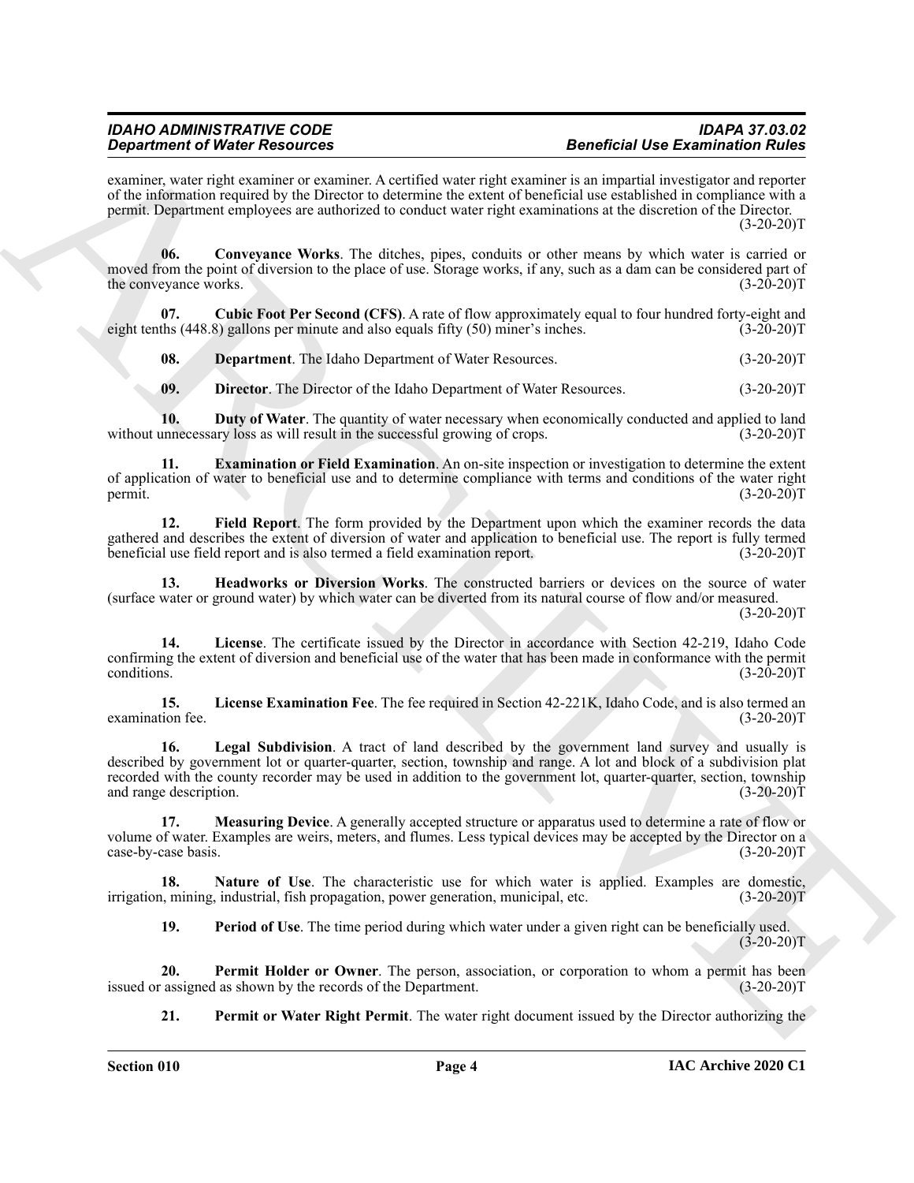examiner, water right examiner or examiner. A certified water right examiner is an impartial investigator and reporter of the information required by the Director to determine the extent of beneficial use established in compliance with a permit. Department employees are authorized to conduct water right examinations at the discretion of the Director. (3-20-20)T

**06. Conveyance Works**. The ditches, pipes, conduits or other means by which water is carried or moved from the point of diversion to the place of use. Storage works, if any, such as a dam can be considered part of the conveyance works. (3-20-20)T

**07. Cubic Foot Per Second (CFS)**. A rate of flow approximately equal to four hundred forty-eight and eight tenths (448.8) gallons per minute and also equals fifty (50) miner's inches. (3-20-20)T

**08. Department**. The Idaho Department of Water Resources. (3-20-20)T

**09. Director**. The Director of the Idaho Department of Water Resources. (3-20-20)T

**10. Duty of Water**. The quantity of water necessary when economically conducted and applied to land without unnecessary loss as will result in the successful growing of crops. (3-20-20)T

**11. Examination or Field Examination**. An on-site inspection or investigation to determine the extent of application of water to beneficial use and to determine compliance with terms and conditions of the water right permit. (3-20-20)T

**12. Field Report**. The form provided by the Department upon which the examiner records the data gathered and describes the extent of diversion of water and application to beneficial use. The report is fully termed beneficial use field report and is also termed a field examination report. (3-20-20)T

**13. Headworks or Diversion Works**. The constructed barriers or devices on the source of water (surface water or ground water) by which water can be diverted from its natural course of flow and/or measured. (3-20-20)T

**14. License**. The certificate issued by the Director in accordance with Section 42-219, Idaho Code confirming the extent of diversion and beneficial use of the water that has been made in conformance with the permit conditions. (3-20-20)T

**15. License Examination Fee**. The fee required in Section 42-221K, Idaho Code, and is also termed an examination fee. (3-20-20)T

**16. Legal Subdivision**. A tract of land described by the government land survey and usually is described by government lot or quarter-quarter, section, township and range. A lot and block of a subdivision plat recorded with the county recorder may be used in addition to the government lot, quarter-quarter, section, township and range description. (3-20-20)T

**17. Measuring Device**. A generally accepted structure or apparatus used to determine a rate of flow or volume of water. Examples are weirs, meters, and flumes. Less typical devices may be accepted by the Director on a case-by-case basis. (3-20-20)T

**18. Nature of Use**. The characteristic use for which water is applied. Examples are domestic, irrigation, mining, industrial, fish propagation, power generation, municipal, etc. (3-20-20)T

**19. Period of Use**. The time period during which water under a given right can be beneficially used. (3-20-20)T

**20. Permit Holder or Owner**. The person, association, or corporation to whom a permit has been issued or assigned as shown by the records of the Department. (3-20-20)T

**21. Permit or Water Right Permit**. The water right document issued by the Director authorizing the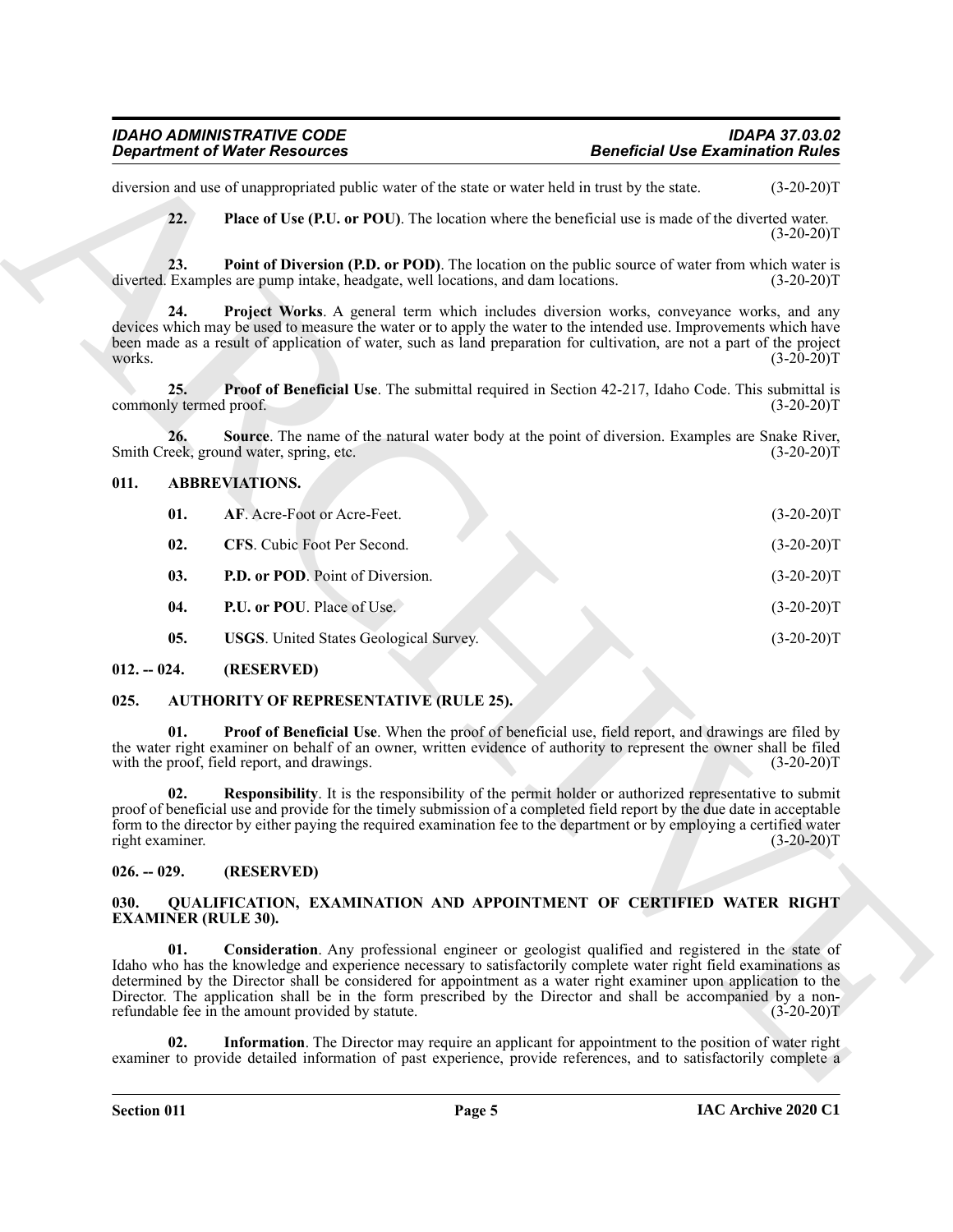diversion and use of unappropriated public water of the state or water held in trust by the state. (3-20-20)T

**22. Place of Use (P.U. or POU)**. The location where the beneficial use is made of the diverted water. (3-20-20)T

**23. Point of Diversion (P.D. or POD)**. The location on the public source of water from which water is diverted. Examples are pump intake, headgate, well locations, and dam locations. (3-20-20)T

**24. Project Works**. A general term which includes diversion works, conveyance works, and any devices which may be used to measure the water or to apply the water to the intended use. Improvements which have been made as a result of application of water, such as land preparation for cultivation, are not a part of the project works. (3-20-20)T

**25. Proof of Beneficial Use**. The submittal required in Section 42-217, Idaho Code. This submittal is commonly termed proof. (3-20-20)T

**26. Source**. The name of the natural water body at the point of diversion. Examples are Snake River, Smith Creek, ground water, spring, etc. (3-20-20)T

### 011. ABBREVIATIONS.

**01. AF**. Acre-Foot or Acre-Feet. (3-20-20)T

**02. CFS**. Cubic Foot Per Second. (3-20-20)T

**03. P.D. or POD**. Point of Diversion. (3-20-20)T

**04. P.U. or POU**. Place of Use. (3-20-20)T

**05. USGS**. United States Geological Survey. (3-20-20)T

### 012. -- 024. (RESERVED)

### 025. AUTHORITY OF REPRESENTATIVE (RULE 25).

**01. Proof of Beneficial Use**. When the proof of beneficial use, field report, and drawings are filed by the water right examiner on behalf of an owner, written evidence of authority to represent the owner shall be filed with the proof, field report, and drawings. (3-20-20)T

**02. Responsibility**. It is the responsibility of the permit holder or authorized representative to submit proof of beneficial use and provide for the timely submission of a completed field report by the due date in acceptable form to the director by either paying the required examination fee to the department or by employing a certified water right examiner. (3-20-20)T

### 026. -- 029. (RESERVED)

### 030. QUALIFICATION, EXAMINATION AND APPOINTMENT OF CERTIFIED WATER RIGHT EXAMINER (RULE 30).

**01. Consideration**. Any professional engineer or geologist qualified and registered in the state of Idaho who has the knowledge and experience necessary to satisfactorily complete water right field examinations as determined by the Director shall be considered for appointment as a water right examiner upon application to the Director. The application shall be in the form prescribed by the Director and shall be accompanied by a non-refundable fee in the amount provided by statute. (3-20-20)T

**02. Information**. The Director may require an applicant for appointment to the position of water right examiner to provide detailed information of past experience, provide references, and to satisfactorily complete a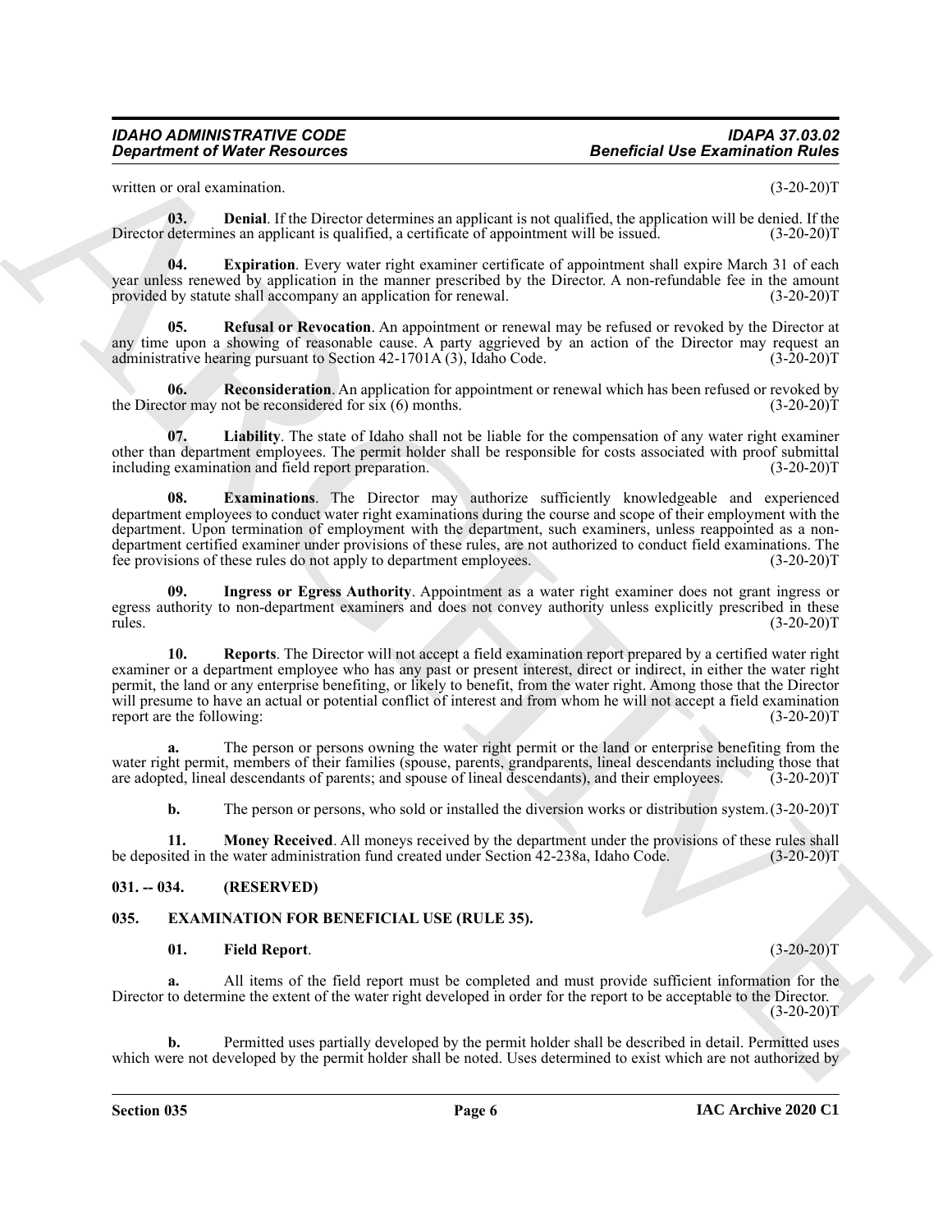written or oral examination. (3-20-20)T

**03. Denial**. If the Director determines an applicant is not qualified, the application will be denied. If the Director determines an applicant is qualified, a certificate of appointment will be issued. (3-20-20)T

**04. Expiration**. Every water right examiner certificate of appointment shall expire March 31 of each year unless renewed by application in the manner prescribed by the Director. A non-refundable fee in the amount provided by statute shall accompany an application for renewal. (3-20-20)T

**05. Refusal or Revocation**. An appointment or renewal may be refused or revoked by the Director at any time upon a showing of reasonable cause. A party aggrieved by an action of the Director may request an administrative hearing pursuant to Section 42-1701A (3), Idaho Code. (3-20-20)T

**06. Reconsideration**. An application for appointment or renewal which has been refused or revoked by the Director may not be reconsidered for six (6) months. (3-20-20)T

**07. Liability**. The state of Idaho shall not be liable for the compensation of any water right examiner other than department employees. The permit holder shall be responsible for costs associated with proof submittal including examination and field report preparation. (3-20-20)T

**08. Examinations**. The Director may authorize sufficiently knowledgeable and experienced department employees to conduct water right examinations during the course and scope of their employment with the department. Upon termination of employment with the department, such examiners, unless reappointed as a non-department certified examiner under provisions of these rules, are not authorized to conduct field examinations. The fee provisions of these rules do not apply to department employees. (3-20-20)T

**09. Ingress or Egress Authority**. Appointment as a water right examiner does not grant ingress or egress authority to non-department examiners and does not convey authority unless explicitly prescribed in these rules. (3-20-20)T

**10. Reports**. The Director will not accept a field examination report prepared by a certified water right examiner or a department employee who has any past or present interest, direct or indirect, in either the water right permit, the land or any enterprise benefiting, or likely to benefit, from the water right. Among those that the Director will presume to have an actual or potential conflict of interest and from whom he will not accept a field examination report are the following: (3-20-20)T

**a.** The person or persons owning the water right permit or the land or enterprise benefiting from the water right permit, members of their families (spouse, parents, grandparents, lineal descendants including those that are adopted, lineal descendants of parents; and spouse of lineal descendants), and their employees. (3-20-20)T

**b.** The person or persons, who sold or installed the diversion works or distribution system. (3-20-20)T

**11. Money Received**. All moneys received by the department under the provisions of these rules shall be deposited in the water administration fund created under Section 42-238a, Idaho Code. (3-20-20)T

## 031. -- 034. (RESERVED)

## 035. EXAMINATION FOR BENEFICIAL USE (RULE 35).

**01. Field Report**. (3-20-20)T

**a.** All items of the field report must be completed and must provide sufficient information for the Director to determine the extent of the water right developed in order for the report to be acceptable to the Director. (3-20-20)T

**b.** Permitted uses partially developed by the permit holder shall be described in detail. Permitted uses which were not developed by the permit holder shall be noted. Uses determined to exist which are not authorized by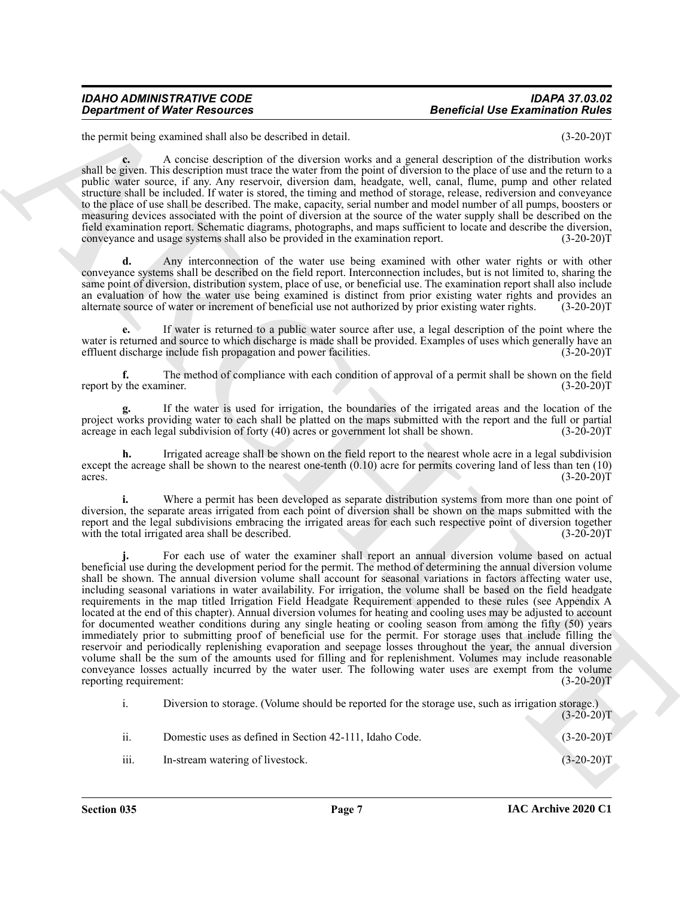the permit being examined shall also be described in detail. (3-20-20)T

**c.** A concise description of the diversion works and a general description of the distribution works shall be given. This description must trace the water from the point of diversion to the place of use and the return to a public water source, if any. Any reservoir, diversion dam, headgate, well, canal, flume, pump and other related structure shall be included. If water is stored, the timing and method of storage, release, rediversion and conveyance to the place of use shall be described. The make, capacity, serial number and model number of all pumps, boosters or measuring devices associated with the point of diversion at the source of the water supply shall be described on the field examination report. Schematic diagrams, photographs, and maps sufficient to locate and describe the diversion, conveyance and usage systems shall also be provided in the examination report. (3-20-20)T

**d.** Any interconnection of the water use being examined with other water rights or with other conveyance systems shall be described on the field report. Interconnection includes, but is not limited to, sharing the same point of diversion, distribution system, place of use, or beneficial use. The examination report shall also include an evaluation of how the water use being examined is distinct from prior existing water rights and provides an alternate source of water or increment of beneficial use not authorized by prior existing water rights. (3-20-20)T

**e.** If water is returned to a public water source after use, a legal description of the point where the water is returned and source to which discharge is made shall be provided. Examples of uses which generally have an effluent discharge include fish propagation and power facilities. (3-20-20)T

**f.** The method of compliance with each condition of approval of a permit shall be shown on the field report by the examiner. (3-20-20)T

**g.** If the water is used for irrigation, the boundaries of the irrigated areas and the location of the project works providing water to each shall be platted on the maps submitted with the report and the full or partial acreage in each legal subdivision of forty (40) acres or government lot shall be shown. (3-20-20)T

**h.** Irrigated acreage shall be shown on the field report to the nearest whole acre in a legal subdivision except the acreage shall be shown to the nearest one-tenth (0.10) acre for permits covering land of less than ten (10) acres. (3-20-20)T

**i.** Where a permit has been developed as separate distribution systems from more than one point of diversion, the separate areas irrigated from each point of diversion shall be shown on the maps submitted with the report and the legal subdivisions embracing the irrigated areas for each such respective point of diversion together with the total irrigated area shall be described. (3-20-20)T

**j.** For each use of water the examiner shall report an annual diversion volume based on actual beneficial use during the development period for the permit. The method of determining the annual diversion volume shall be shown. The annual diversion volume shall account for seasonal variations in factors affecting water use, including seasonal variations in water availability. For irrigation, the volume shall be based on the field headgate requirements in the map titled Irrigation Field Headgate Requirement appended to these rules (see Appendix A located at the end of this chapter). Annual diversion volumes for heating and cooling uses may be adjusted to account for documented weather conditions during any single heating or cooling season from among the fifty (50) years immediately prior to submitting proof of beneficial use for the permit. For storage uses that include filling the reservoir and periodically replenishing evaporation and seepage losses throughout the year, the annual diversion volume shall be the sum of the amounts used for filling and for replenishment. Volumes may include reasonable conveyance losses actually incurred by the water user. The following water uses are exempt from the volume reporting requirement: (3-20-20)T

i. Diversion to storage. (Volume should be reported for the storage use, such as irrigation storage.) (3-20-20)T

ii. Domestic uses as defined in Section 42-111, Idaho Code. (3-20-20)T

iii. In-stream watering of livestock. (3-20-20)T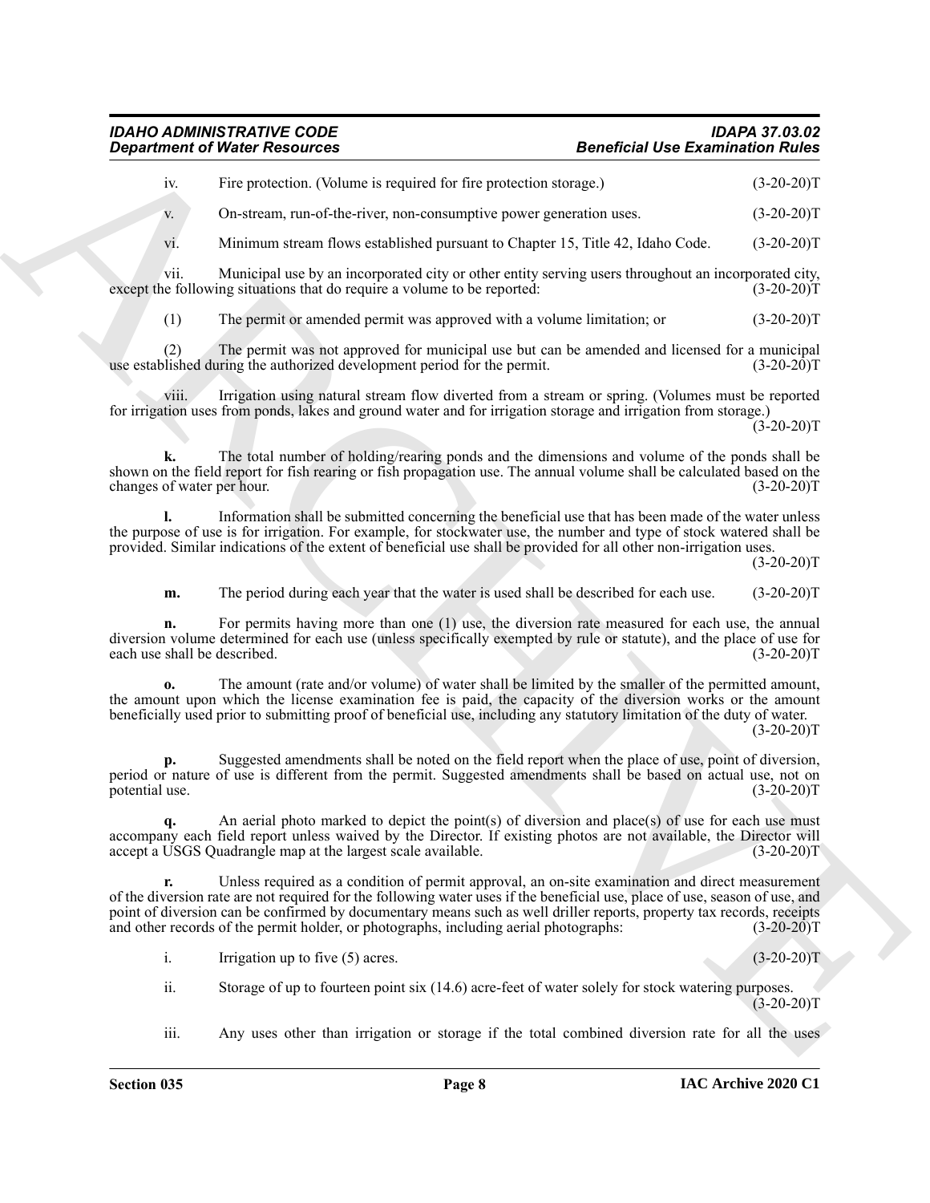iv. Fire protection. (Volume is required for fire protection storage.) (3-20-20)T

v. On-stream, run-of-the-river, non-consumptive power generation uses. (3-20-20)T

vi. Minimum stream flows established pursuant to Chapter 15, Title 42, Idaho Code. (3-20-20)T

vii. Municipal use by an incorporated city or other entity serving users throughout an incorporated city, except the following situations that do require a volume to be reported: (3-20-20)T

(1) The permit or amended permit was approved with a volume limitation; or (3-20-20)T

(2) The permit was not approved for municipal use but can be amended and licensed for a municipal use established during the authorized development period for the permit. (3-20-20)T

viii. Irrigation using natural stream flow diverted from a stream or spring. (Volumes must be reported for irrigation uses from ponds, lakes and ground water and for irrigation storage and irrigation from storage.) (3-20-20)T

**k.** The total number of holding/rearing ponds and the dimensions and volume of the ponds shall be shown on the field report for fish rearing or fish propagation use. The annual volume shall be calculated based on the changes of water per hour. (3-20-20)T

**l.** Information shall be submitted concerning the beneficial use that has been made of the water unless the purpose of use is for irrigation. For example, for stockwater use, the number and type of stock watered shall be provided. Similar indications of the extent of beneficial use shall be provided for all other non-irrigation uses. (3-20-20)T

**m.** The period during each year that the water is used shall be described for each use. (3-20-20)T

**n.** For permits having more than one (1) use, the diversion rate measured for each use, the annual diversion volume determined for each use (unless specifically exempted by rule or statute), and the place of use for each use shall be described. (3-20-20)T

**o.** The amount (rate and/or volume) of water shall be limited by the smaller of the permitted amount, the amount upon which the license examination fee is paid, the capacity of the diversion works or the amount beneficially used prior to submitting proof of beneficial use, including any statutory limitation of the duty of water. (3-20-20)T

**p.** Suggested amendments shall be noted on the field report when the place of use, point of diversion, period or nature of use is different from the permit. Suggested amendments shall be based on actual use, not on potential use. (3-20-20)T

**q.** An aerial photo marked to depict the point(s) of diversion and place(s) of use for each use must accompany each field report unless waived by the Director. If existing photos are not available, the Director will accept a USGS Quadrangle map at the largest scale available. (3-20-20)T

**r.** Unless required as a condition of permit approval, an on-site examination and direct measurement of the diversion rate are not required for the following water uses if the beneficial use, place of use, season of use, and point of diversion can be confirmed by documentary means such as well driller reports, property tax records, receipts and other records of the permit holder, or photographs, including aerial photographs: (3-20-20)T

i. Irrigation up to five (5) acres. (3-20-20)T

ii. Storage of up to fourteen point six (14.6) acre-feet of water solely for stock watering purposes. (3-20-20)T

iii. Any uses other than irrigation or storage if the total combined diversion rate for all the uses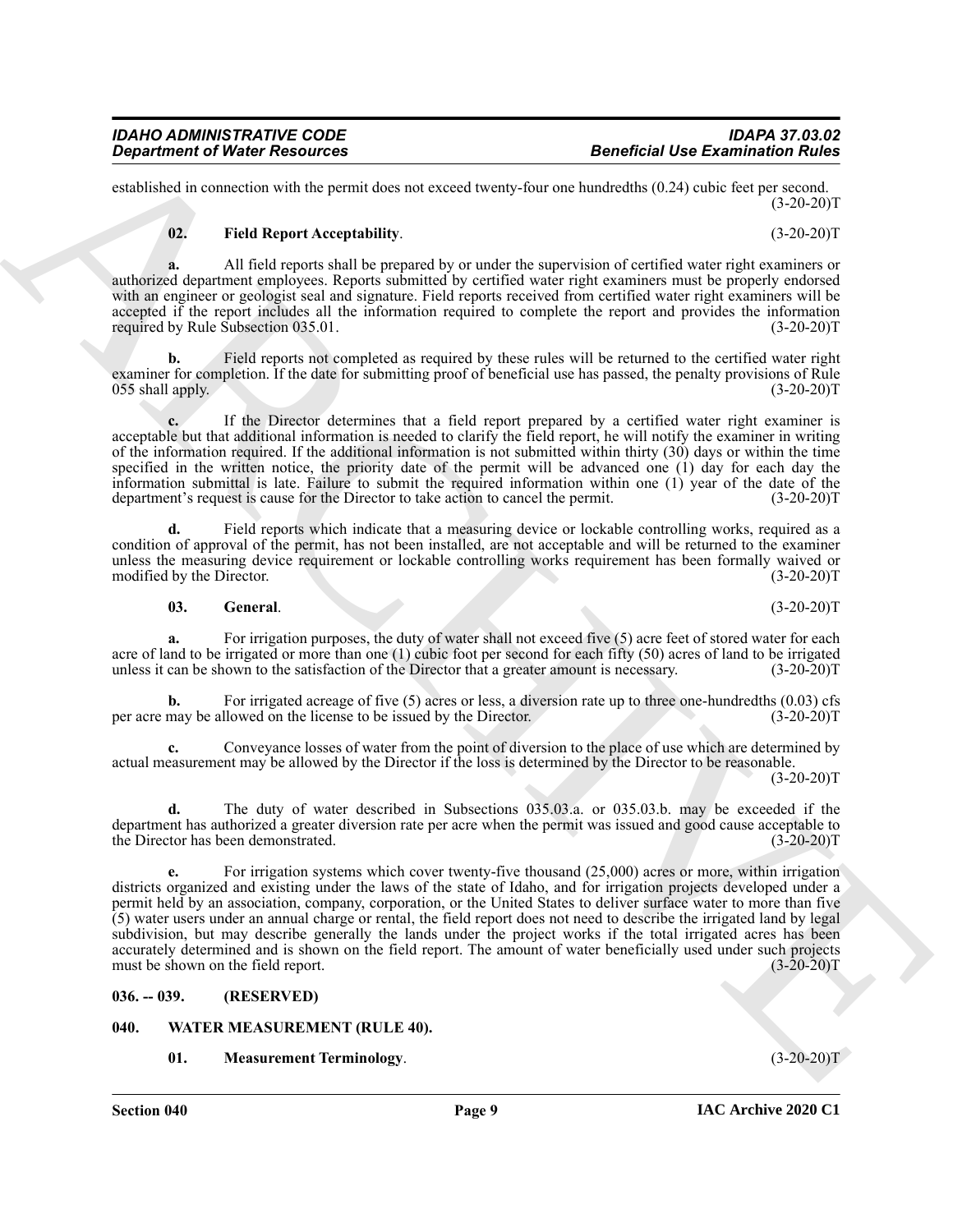established in connection with the permit does not exceed twenty-four one hundredths (0.24) cubic feet per second. (3-20-20)T

**02. Field Report Acceptability**. (3-20-20)T

**a.** All field reports shall be prepared by or under the supervision of certified water right examiners or authorized department employees. Reports submitted by certified water right examiners must be properly endorsed with an engineer or geologist seal and signature. Field reports received from certified water right examiners will be accepted if the report includes all the information required to complete the report and provides the information required by Rule Subsection 035.01. (3-20-20)T

**b.** Field reports not completed as required by these rules will be returned to the certified water right examiner for completion. If the date for submitting proof of beneficial use has passed, the penalty provisions of Rule 055 shall apply. (3-20-20)T

**c.** If the Director determines that a field report prepared by a certified water right examiner is acceptable but that additional information is needed to clarify the field report, he will notify the examiner in writing of the information required. If the additional information is not submitted within thirty (30) days or within the time specified in the written notice, the priority date of the permit will be advanced one (1) day for each day the information submittal is late. Failure to submit the required information within one (1) year of the date of the department's request is cause for the Director to take action to cancel the permit. (3-20-20)T

**d.** Field reports which indicate that a measuring device or lockable controlling works, required as a condition of approval of the permit, has not been installed, are not acceptable and will be returned to the examiner unless the measuring device requirement or lockable controlling works requirement has been formally waived or modified by the Director. (3-20-20)T

**03. General**. (3-20-20)T

**a.** For irrigation purposes, the duty of water shall not exceed five (5) acre feet of stored water for each acre of land to be irrigated or more than one (1) cubic foot per second for each fifty (50) acres of land to be irrigated unless it can be shown to the satisfaction of the Director that a greater amount is necessary. (3-20-20)T

**b.** For irrigated acreage of five (5) acres or less, a diversion rate up to three one-hundredths (0.03) cfs per acre may be allowed on the license to be issued by the Director. (3-20-20)T

**c.** Conveyance losses of water from the point of diversion to the place of use which are determined by actual measurement may be allowed by the Director if the loss is determined by the Director to be reasonable. (3-20-20)T

**d.** The duty of water described in Subsections 035.03.a. or 035.03.b. may be exceeded if the department has authorized a greater diversion rate per acre when the permit was issued and good cause acceptable to the Director has been demonstrated. (3-20-20)T

**e.** For irrigation systems which cover twenty-five thousand (25,000) acres or more, within irrigation districts organized and existing under the laws of the state of Idaho, and for irrigation projects developed under a permit held by an association, company, corporation, or the United States to deliver surface water to more than five (5) water users under an annual charge or rental, the field report does not need to describe the irrigated land by legal subdivision, but may describe generally the lands under the project works if the total irrigated acres has been accurately determined and is shown on the field report. The amount of water beneficially used under such projects must be shown on the field report. (3-20-20)T

## 036. -- 039. (RESERVED)

## 040. WATER MEASUREMENT (RULE 40).

**01. Measurement Terminology**. (3-20-20)T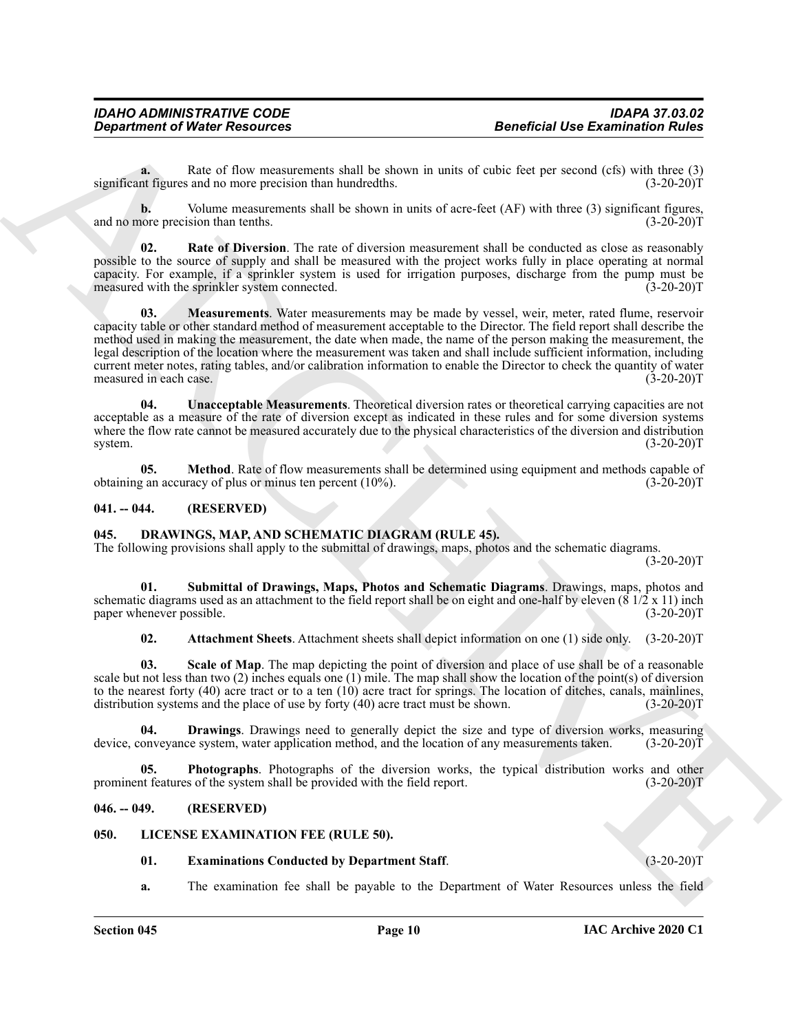**a.** Rate of flow measurements shall be shown in units of cubic feet per second (cfs) with three (3) significant figures and no more precision than hundredths. (3-20-20)T

**b.** Volume measurements shall be shown in units of acre-feet (AF) with three (3) significant figures, and no more precision than tenths. (3-20-20)T

**02. Rate of Diversion**. The rate of diversion measurement shall be conducted as close as reasonably possible to the source of supply and shall be measured with the project works fully in place operating at normal capacity. For example, if a sprinkler system is used for irrigation purposes, discharge from the pump must be measured with the sprinkler system connected. (3-20-20)T

**03. Measurements**. Water measurements may be made by vessel, weir, meter, rated flume, reservoir capacity table or other standard method of measurement acceptable to the Director. The field report shall describe the method used in making the measurement, the date when made, the name of the person making the measurement, the legal description of the location where the measurement was taken and shall include sufficient information, including current meter notes, rating tables, and/or calibration information to enable the Director to check the quantity of water measured in each case. (3-20-20)T

**04. Unacceptable Measurements**. Theoretical diversion rates or theoretical carrying capacities are not acceptable as a measure of the rate of diversion except as indicated in these rules and for some diversion systems where the flow rate cannot be measured accurately due to the physical characteristics of the diversion and distribution system. (3-20-20)T

**05. Method**. Rate of flow measurements shall be determined using equipment and methods capable of obtaining an accuracy of plus or minus ten percent (10%). (3-20-20)T

## 041. -- 044. (RESERVED)

## 045. DRAWINGS, MAP, AND SCHEMATIC DIAGRAM (RULE 45).

The following provisions shall apply to the submittal of drawings, maps, photos and the schematic diagrams. (3-20-20)T

**01. Submittal of Drawings, Maps, Photos and Schematic Diagrams**. Drawings, maps, photos and schematic diagrams used as an attachment to the field report shall be on eight and one-half by eleven (8 1/2 x 11) inch paper whenever possible. (3-20-20)T

**02. Attachment Sheets**. Attachment sheets shall depict information on one (1) side only. (3-20-20)T

**03. Scale of Map**. The map depicting the point of diversion and place of use shall be of a reasonable scale but not less than two (2) inches equals one (1) mile. The map shall show the location of the point(s) of diversion to the nearest forty (40) acre tract or to a ten (10) acre tract for springs. The location of ditches, canals, mainlines, distribution systems and the place of use by forty (40) acre tract must be shown. (3-20-20)T

**04. Drawings**. Drawings need to generally depict the size and type of diversion works, measuring device, conveyance system, water application method, and the location of any measurements taken. (3-20-20)T

**05. Photographs**. Photographs of the diversion works, the typical distribution works and other prominent features of the system shall be provided with the field report. (3-20-20)T

## 046. -- 049. (RESERVED)

## 050. LICENSE EXAMINATION FEE (RULE 50).

**01. Examinations Conducted by Department Staff**. (3-20-20)T

**a.** The examination fee shall be payable to the Department of Water Resources unless the field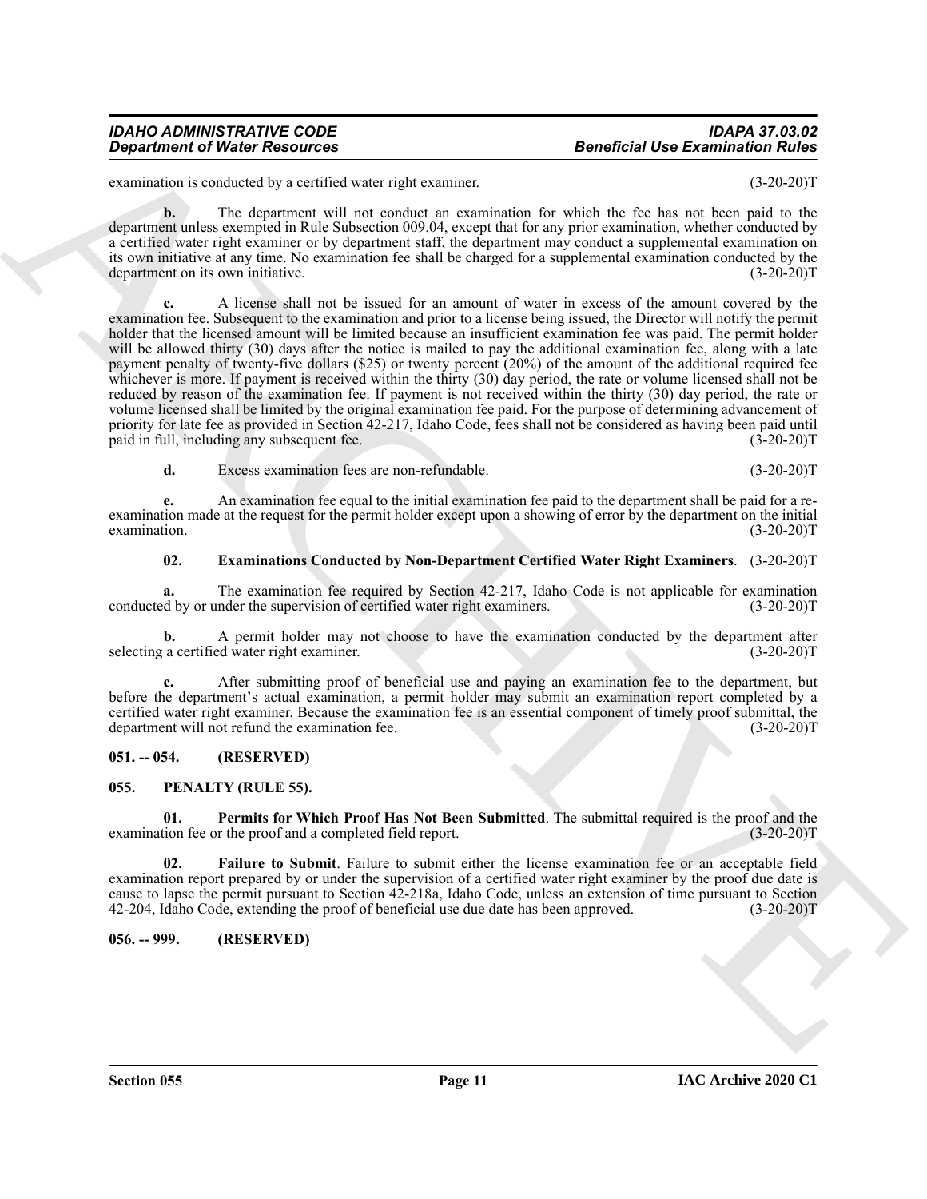examination is conducted by a certified water right examiner. (3-20-20)T

**b.** The department will not conduct an examination for which the fee has not been paid to the department unless exempted in Rule Subsection 009.04, except that for any prior examination, whether conducted by a certified water right examiner or by department staff, the department may conduct a supplemental examination on its own initiative at any time. No examination fee shall be charged for a supplemental examination conducted by the department on its own initiative. (3-20-20)T

**c.** A license shall not be issued for an amount of water in excess of the amount covered by the examination fee. Subsequent to the examination and prior to a license being issued, the Director will notify the permit holder that the licensed amount will be limited because an insufficient examination fee was paid. The permit holder will be allowed thirty (30) days after the notice is mailed to pay the additional examination fee, along with a late payment penalty of twenty-five dollars ($25) or twenty percent (20%) of the amount of the additional required fee whichever is more. If payment is received within the thirty (30) day period, the rate or volume licensed shall not be reduced by reason of the examination fee. If payment is not received within the thirty (30) day period, the rate or volume licensed shall be limited by the original examination fee paid. For the purpose of determining advancement of priority for late fee as provided in Section 42-217, Idaho Code, fees shall not be considered as having been paid until paid in full, including any subsequent fee. (3-20-20)T

**d.** Excess examination fees are non-refundable. (3-20-20)T

**e.** An examination fee equal to the initial examination fee paid to the department shall be paid for a re-examination made at the request for the permit holder except upon a showing of error by the department on the initial examination. (3-20-20)T

**02. Examinations Conducted by Non-Department Certified Water Right Examiners**. (3-20-20)T

**a.** The examination fee required by Section 42-217, Idaho Code is not applicable for examination conducted by or under the supervision of certified water right examiners. (3-20-20)T

**b.** A permit holder may not choose to have the examination conducted by the department after selecting a certified water right examiner. (3-20-20)T

**c.** After submitting proof of beneficial use and paying an examination fee to the department, but before the department's actual examination, a permit holder may submit an examination report completed by a certified water right examiner. Because the examination fee is an essential component of timely proof submittal, the department will not refund the examination fee. (3-20-20)T

### 051. -- 054. (RESERVED)

### 055. PENALTY (RULE 55).

**01. Permits for Which Proof Has Not Been Submitted**. The submittal required is the proof and the examination fee or the proof and a completed field report. (3-20-20)T

**02. Failure to Submit**. Failure to submit either the license examination fee or an acceptable field examination report prepared by or under the supervision of a certified water right examiner by the proof due date is cause to lapse the permit pursuant to Section 42-218a, Idaho Code, unless an extension of time pursuant to Section 42-204, Idaho Code, extending the proof of beneficial use due date has been approved. (3-20-20)T

### 056. -- 999. (RESERVED)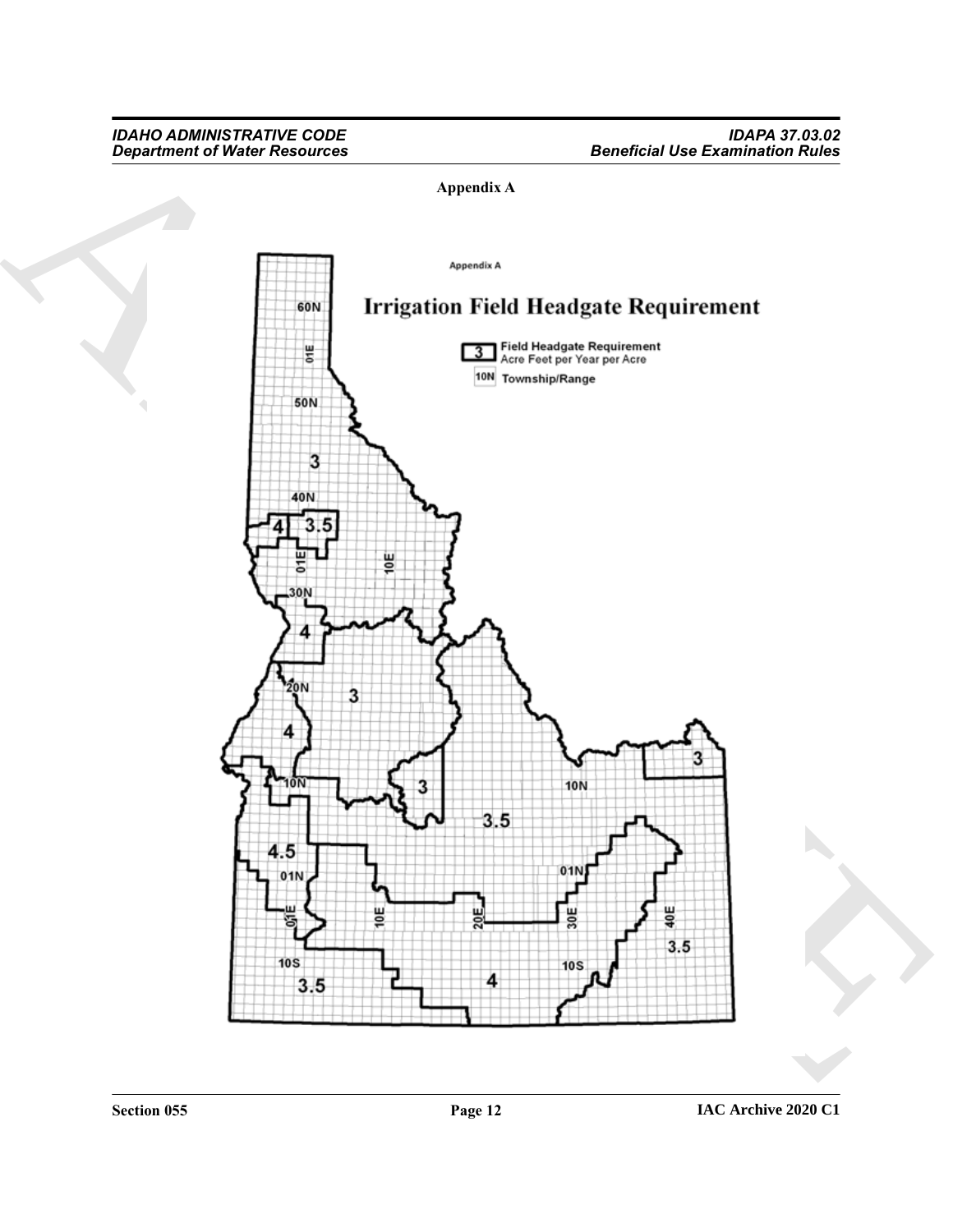**Appendix A**

Appendix A

# Irrigation Field Headgate Requirement

3 Field Headgate Requirement
Acre Feet per Year per Acre

10N Township/Range

60N
01E
50N
3
40N
4
3.5
01E
10E
30N
4
20N
3
4
3
10N
3
10N
3.5
4.5
01N
01N
01E
10E
20E
30E
40E
3.5
10S
10S
3.5
4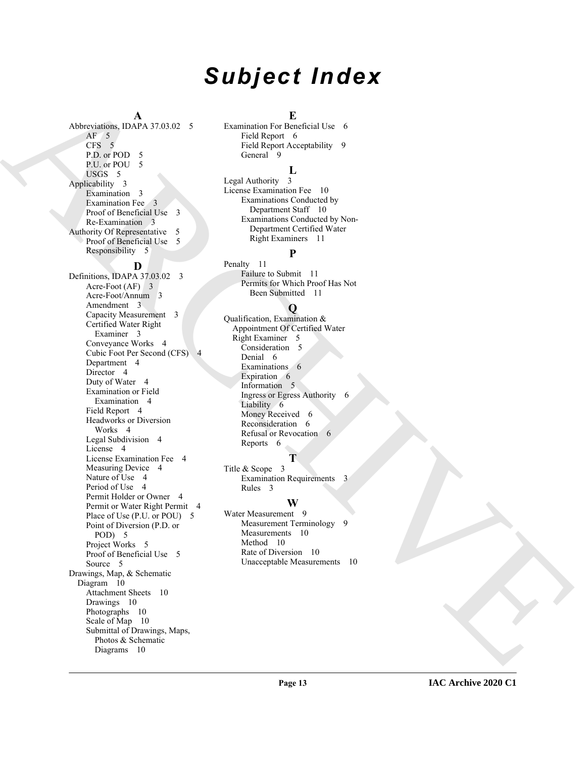# Subject Index

## A

Abbreviations, IDAPA 37.03.02 5
- AF 5
- CFS 5
- P.D. or POD 5
- P.U. or POU 5
- USGS 5

Applicability 3
- Examination 3
- Examination Fee 3
- Proof of Beneficial Use 3
- Re-Examination 3

Authority Of Representative 5
- Proof of Beneficial Use 5
- Responsibility 5

## D

Definitions, IDAPA 37.03.02 3
- Acre-Foot (AF) 3
- Acre-Foot/Annum 3
- Amendment 3
- Capacity Measurement 3
- Certified Water Right Examiner 3
- Conveyance Works 4
- Cubic Foot Per Second (CFS) 4
- Department 4
- Director 4
- Duty of Water 4
- Examination or Field Examination 4
- Field Report 4
- Headworks or Diversion Works 4
- Legal Subdivision 4
- License 4
- License Examination Fee 4
- Measuring Device 4
- Nature of Use 4
- Period of Use 4
- Permit Holder or Owner 4
- Permit or Water Right Permit 4
- Place of Use (P.U. or POU) 5
- Point of Diversion (P.D. or POD) 5
- Project Works 5
- Proof of Beneficial Use 5
- Source 5

Drawings, Map, & Schematic Diagram 10
- Attachment Sheets 10
- Drawings 10
- Photographs 10
- Scale of Map 10
- Submittal of Drawings, Maps, Photos & Schematic Diagrams 10

## E

Examination For Beneficial Use 6
- Field Report 6
- Field Report Acceptability 9
- General 9

## L

Legal Authority 3

License Examination Fee 10
- Examinations Conducted by Department Staff 10
- Examinations Conducted by Non-Department Certified Water Right Examiners 11

## P

Penalty 11
- Failure to Submit 11
- Permits for Which Proof Has Not Been Submitted 11

## Q

Qualification, Examination & Appointment Of Certified Water Right Examiner 5
- Consideration 5
- Denial 6
- Examinations 6
- Expiration 6
- Information 5
- Ingress or Egress Authority 6
- Liability 6
- Money Received 6
- Reconsideration 6
- Refusal or Revocation 6
- Reports 6

## T

Title & Scope 3
- Examination Requirements 3
- Rules 3

## W

Water Measurement 9
- Measurement Terminology 9
- Measurements 10
- Method 10
- Rate of Diversion 10
- Unacceptable Measurements 10